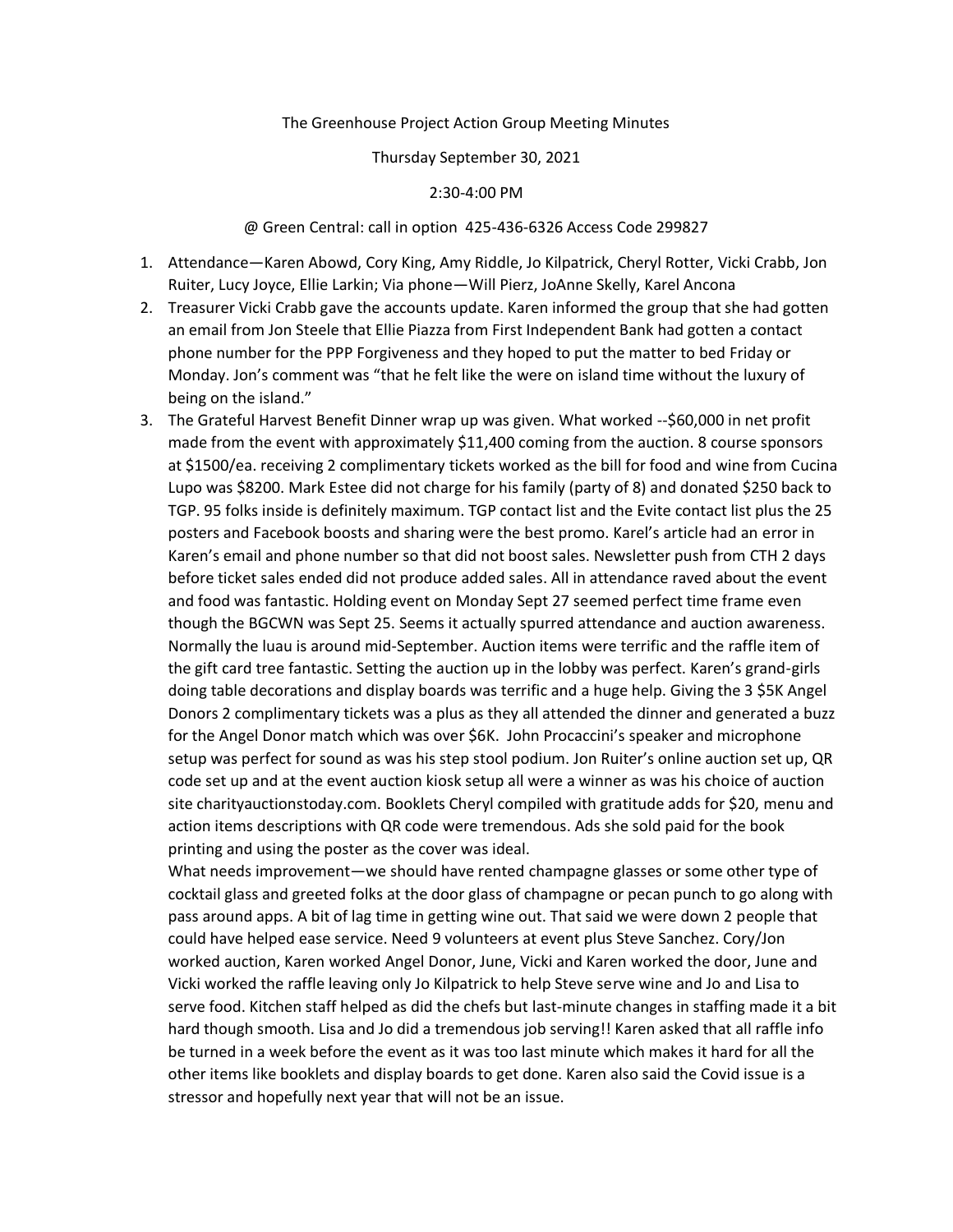The Greenhouse Project Action Group Meeting Minutes

Thursday September 30, 2021

2:30-4:00 PM

@ Green Central: call in option 425-436-6326 Access Code 299827

1. Attendance—Karen Abowd, Cory King, Amy Riddle, Jo Kilpatrick, Cheryl Rotter, Vicki Crabb, Jon Ruiter, Lucy Joyce, Ellie Larkin; Via phone—Will Pierz, JoAnne Skelly, Karel Ancona
2. Treasurer Vicki Crabb gave the accounts update. Karen informed the group that she had gotten an email from Jon Steele that Ellie Piazza from First Independent Bank had gotten a contact phone number for the PPP Forgiveness and they hoped to put the matter to bed Friday or Monday. Jon's comment was "that he felt like the were on island time without the luxury of being on the island."
3. The Grateful Harvest Benefit Dinner wrap up was given. What worked --$60,000 in net profit made from the event with approximately $11,400 coming from the auction. 8 course sponsors at $1500/ea. receiving 2 complimentary tickets worked as the bill for food and wine from Cucina Lupo was $8200. Mark Estee did not charge for his family (party of 8) and donated $250 back to TGP. 95 folks inside is definitely maximum. TGP contact list and the Evite contact list plus the 25 posters and Facebook boosts and sharing were the best promo. Karel's article had an error in Karen's email and phone number so that did not boost sales. Newsletter push from CTH 2 days before ticket sales ended did not produce added sales. All in attendance raved about the event and food was fantastic. Holding event on Monday Sept 27 seemed perfect time frame even though the BGCWN was Sept 25. Seems it actually spurred attendance and auction awareness. Normally the luau is around mid-September. Auction items were terrific and the raffle item of the gift card tree fantastic. Setting the auction up in the lobby was perfect. Karen's grand-girls doing table decorations and display boards was terrific and a huge help. Giving the 3 $5K Angel Donors 2 complimentary tickets was a plus as they all attended the dinner and generated a buzz for the Angel Donor match which was over $6K. John Procaccini's speaker and microphone setup was perfect for sound as was his step stool podium. Jon Ruiter's online auction set up, QR code set up and at the event auction kiosk setup all were a winner as was his choice of auction site charityauctionstoday.com. Booklets Cheryl compiled with gratitude adds for $20, menu and action items descriptions with QR code were tremendous. Ads she sold paid for the book printing and using the poster as the cover was ideal.

   What needs improvement—we should have rented champagne glasses or some other type of cocktail glass and greeted folks at the door glass of champagne or pecan punch to go along with pass around apps. A bit of lag time in getting wine out. That said we were down 2 people that could have helped ease service. Need 9 volunteers at event plus Steve Sanchez. Cory/Jon worked auction, Karen worked Angel Donor, June, Vicki and Karen worked the door, June and Vicki worked the raffle leaving only Jo Kilpatrick to help Steve serve wine and Jo and Lisa to serve food. Kitchen staff helped as did the chefs but last-minute changes in staffing made it a bit hard though smooth. Lisa and Jo did a tremendous job serving!! Karen asked that all raffle info be turned in a week before the event as it was too last minute which makes it hard for all the other items like booklets and display boards to get done. Karen also said the Covid issue is a stressor and hopefully next year that will not be an issue.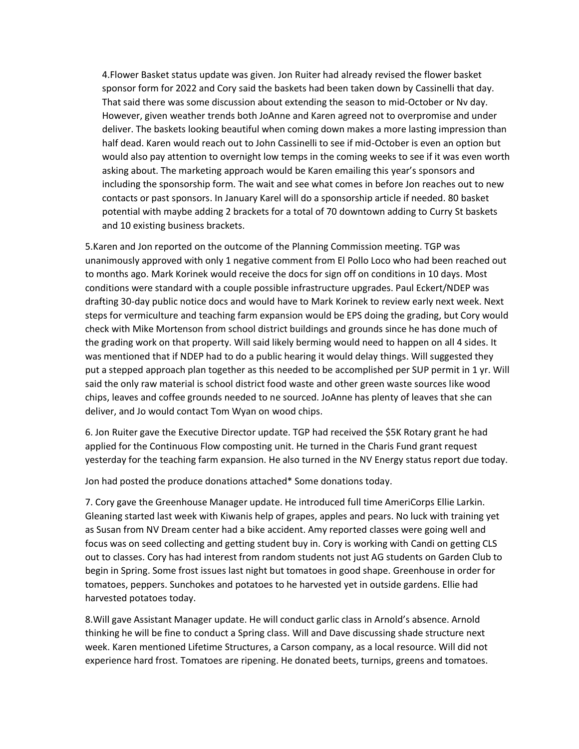4.Flower Basket status update was given. Jon Ruiter had already revised the flower basket sponsor form for 2022 and Cory said the baskets had been taken down by Cassinelli that day. That said there was some discussion about extending the season to mid-October or Nv day. However, given weather trends both JoAnne and Karen agreed not to overpromise and under deliver. The baskets looking beautiful when coming down makes a more lasting impression than half dead. Karen would reach out to John Cassinelli to see if mid-October is even an option but would also pay attention to overnight low temps in the coming weeks to see if it was even worth asking about. The marketing approach would be Karen emailing this year's sponsors and including the sponsorship form. The wait and see what comes in before Jon reaches out to new contacts or past sponsors. In January Karel will do a sponsorship article if needed. 80 basket potential with maybe adding 2 brackets for a total of 70 downtown adding to Curry St baskets and 10 existing business brackets.

5.Karen and Jon reported on the outcome of the Planning Commission meeting. TGP was unanimously approved with only 1 negative comment from El Pollo Loco who had been reached out to months ago. Mark Korinek would receive the docs for sign off on conditions in 10 days. Most conditions were standard with a couple possible infrastructure upgrades. Paul Eckert/NDEP was drafting 30-day public notice docs and would have to Mark Korinek to review early next week. Next steps for vermiculture and teaching farm expansion would be EPS doing the grading, but Cory would check with Mike Mortenson from school district buildings and grounds since he has done much of the grading work on that property. Will said likely berming would need to happen on all 4 sides. It was mentioned that if NDEP had to do a public hearing it would delay things. Will suggested they put a stepped approach plan together as this needed to be accomplished per SUP permit in 1 yr. Will said the only raw material is school district food waste and other green waste sources like wood chips, leaves and coffee grounds needed to ne sourced. JoAnne has plenty of leaves that she can deliver, and Jo would contact Tom Wyan on wood chips.

6. Jon Ruiter gave the Executive Director update. TGP had received the $5K Rotary grant he had applied for the Continuous Flow composting unit. He turned in the Charis Fund grant request yesterday for the teaching farm expansion. He also turned in the NV Energy status report due today.

Jon had posted the produce donations attached* Some donations today.

7. Cory gave the Greenhouse Manager update. He introduced full time AmeriCorps Ellie Larkin. Gleaning started last week with Kiwanis help of grapes, apples and pears. No luck with training yet as Susan from NV Dream center had a bike accident. Amy reported classes were going well and focus was on seed collecting and getting student buy in. Cory is working with Candi on getting CLS out to classes. Cory has had interest from random students not just AG students on Garden Club to begin in Spring. Some frost issues last night but tomatoes in good shape. Greenhouse in order for tomatoes, peppers. Sunchokes and potatoes to he harvested yet in outside gardens. Ellie had harvested potatoes today.

8.Will gave Assistant Manager update. He will conduct garlic class in Arnold's absence. Arnold thinking he will be fine to conduct a Spring class. Will and Dave discussing shade structure next week. Karen mentioned Lifetime Structures, a Carson company, as a local resource. Will did not experience hard frost. Tomatoes are ripening. He donated beets, turnips, greens and tomatoes.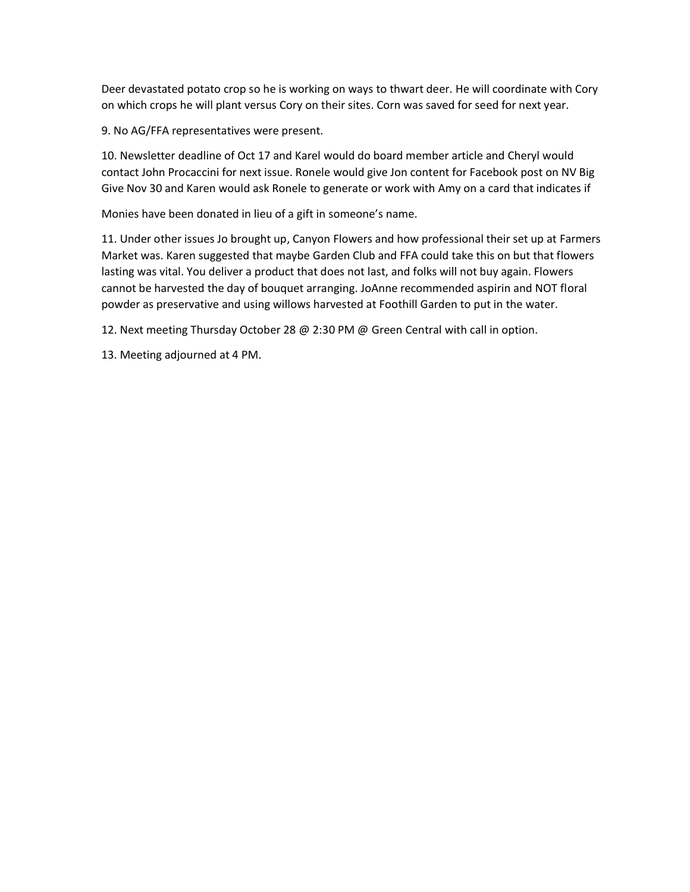Deer devastated potato crop so he is working on ways to thwart deer. He will coordinate with Cory on which crops he will plant versus Cory on their sites. Corn was saved for seed for next year.

9. No AG/FFA representatives were present.

10. Newsletter deadline of Oct 17 and Karel would do board member article and Cheryl would contact John Procaccini for next issue. Ronele would give Jon content for Facebook post on NV Big Give Nov 30 and Karen would ask Ronele to generate or work with Amy on a card that indicates if

Monies have been donated in lieu of a gift in someone's name.

11. Under other issues Jo brought up, Canyon Flowers and how professional their set up at Farmers Market was. Karen suggested that maybe Garden Club and FFA could take this on but that flowers lasting was vital. You deliver a product that does not last, and folks will not buy again. Flowers cannot be harvested the day of bouquet arranging. JoAnne recommended aspirin and NOT floral powder as preservative and using willows harvested at Foothill Garden to put in the water.

12. Next meeting Thursday October 28 @ 2:30 PM @ Green Central with call in option.

13. Meeting adjourned at 4 PM.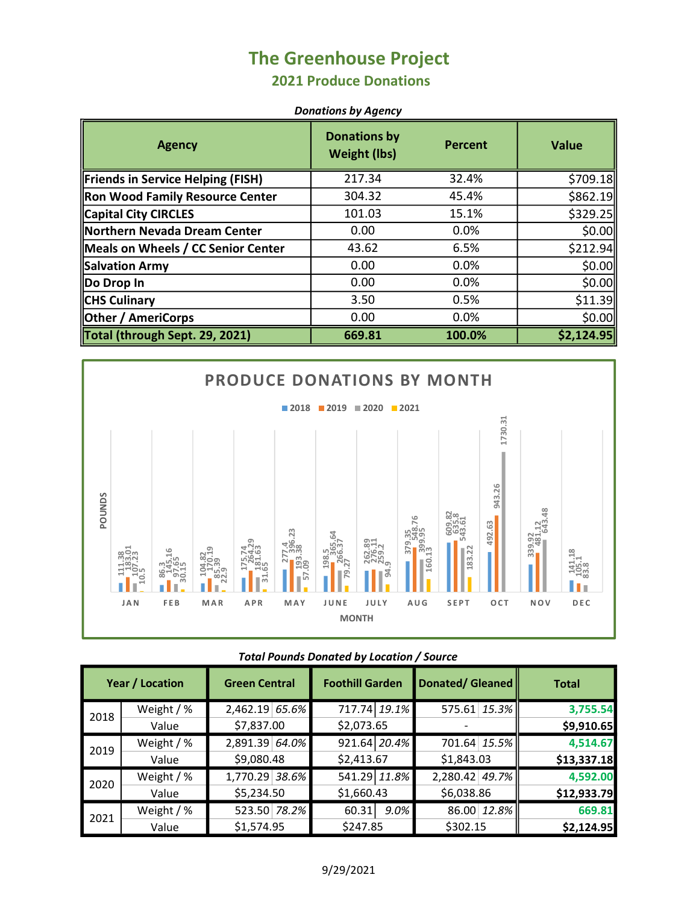# The Greenhouse Project

## 2021 Produce Donations

*Donations by Agency*

| Agency | Donations by Weight (lbs) | Percent | Value |
|---|---|---|---|
| **Friends in Service Helping (FISH)** | 217.34 | 32.4% | $709.18 |
| **Ron Wood Family Resource Center** | 304.32 | 45.4% | $862.19 |
| **Capital City CIRCLES** | 101.03 | 15.1% | $329.25 |
| **Northern Nevada Dream Center** | 0.00 | 0.0% | $0.00 |
| **Meals on Wheels / CC Senior Center** | 43.62 | 6.5% | $212.94 |
| **Salvation Army** | 0.00 | 0.0% | $0.00 |
| **Do Drop In** | 0.00 | 0.0% | $0.00 |
| **CHS Culinary** | 3.50 | 0.5% | $11.39 |
| **Other / AmeriCorps** | 0.00 | 0.0% | $0.00 |
| **Total (through Sept. 29, 2021)** | **669.81** | **100.0%** | **$2,124.95** |

PRODUCE DONATIONS BY MONTH

2018 2019 2020 2021

POUNDS

JAN: 111.38, 183.01, 107.23, 10.5
FEB: 86.3, 145.16, 97.65, 30.15
MAR: 104.82, 170.19, 85.39, 22.9
APR: 175.74, 264.29, 181.63, 31.65
MAY: 277.4, 396.23, 193.38, 57.09
JUNE: 198.5, 365.64, 266.37, 79.27
JULY: 262.89, 276.11, 259.2, 94.9
AUG: 379.35, 548.76, 399.95, 160.13
SEPT: 609.82, 635.8, 543.61, 183.22
OCT: 492.63, 943.26, 1730.31
NOV: 339.92, 481.12, 643.48
DEC: 141.18, 105.1, 83.8

MONTH

*Total Pounds Donated by Location / Source*

| Year / Location | | Green Central | | Foothill Garden | | Donated/ Gleaned | | Total |
|---|---|---|---|---|---|---|---|---|
| 2018 | Weight / % | 2,462.19 | *65.6%* | 717.74 | *19.1%* | 575.61 | *15.3%* | 3,755.54 |
| | Value | $7,837.00 | | $2,073.65 | | - | | **$9,910.65** |
| 2019 | Weight / % | 2,891.39 | *64.0%* | 921.64 | *20.4%* | 701.64 | *15.5%* | 4,514.67 |
| | Value | $9,080.48 | | $2,413.67 | | $1,843.03 | | **$13,337.18** |
| 2020 | Weight / % | 1,770.29 | *38.6%* | 541.29 | *11.8%* | 2,280.42 | *49.7%* | 4,592.00 |
| | Value | $5,234.50 | | $1,660.43 | | $6,038.86 | | **$12,933.79** |
| 2021 | Weight / % | 523.50 | *78.2%* | 60.31 | *9.0%* | 86.00 | *12.8%* | 669.81 |
| | Value | $1,574.95 | | $247.85 | | $302.15 | | **$2,124.95** |

9/29/2021